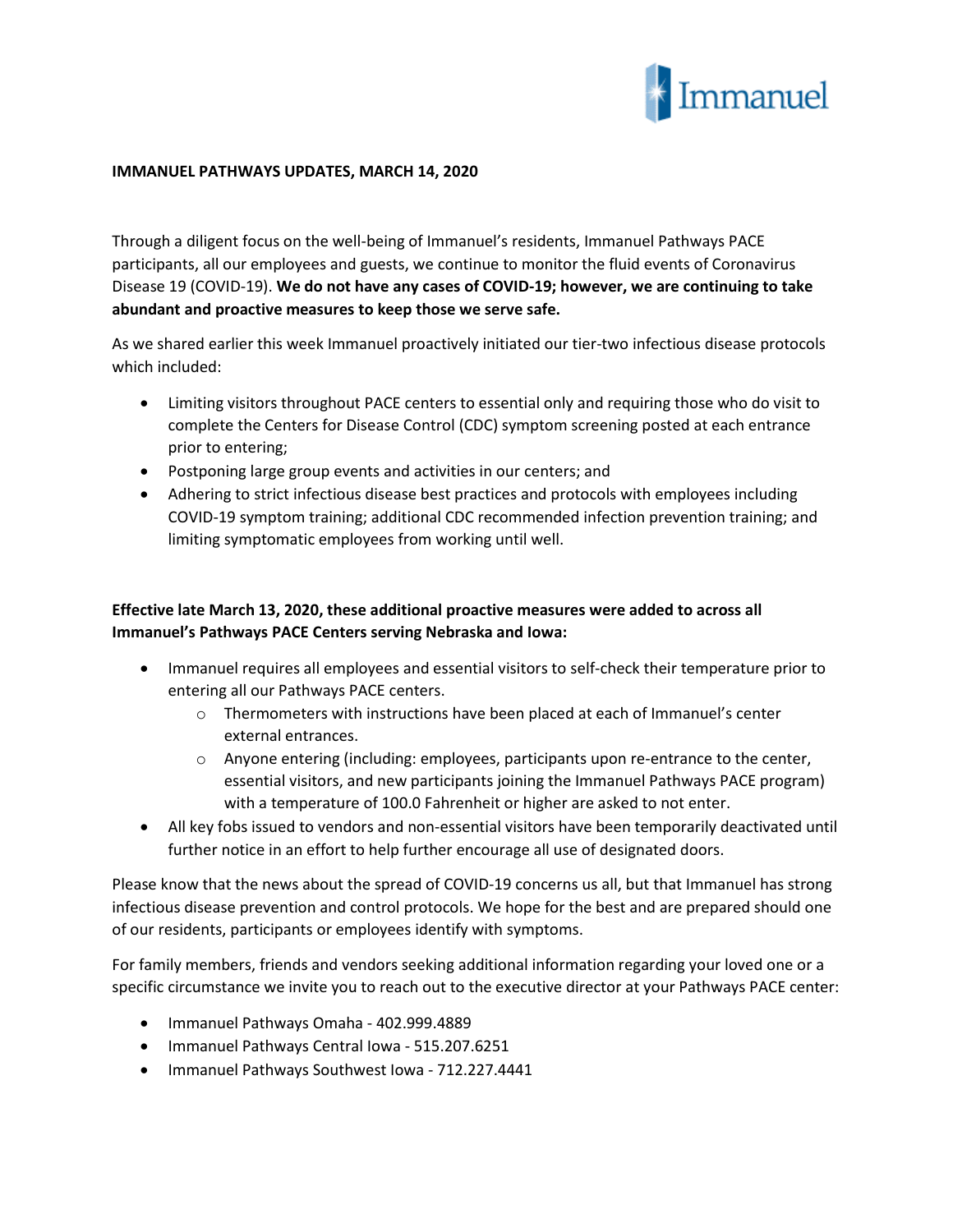# IMMANUEL PATHWAYS UPDATES, MARCH 14, 2020

Through a diligent focus on the well-being of Immanuel's residents, Immanuel Pathways PACE participants, all our employees and guests, we continue to monitor the fluid events of Coronavirus Disease 19 (COVID-19). **We do not have any cases of COVID-19; however, we are continuing to take abundant and proactive measures to keep those we serve safe.**

As we shared earlier this week Immanuel proactively initiated our tier-two infectious disease protocols which included:

- Limiting visitors throughout PACE centers to essential only and requiring those who do visit to complete the Centers for Disease Control (CDC) symptom screening posted at each entrance prior to entering;
- Postponing large group events and activities in our centers; and
- Adhering to strict infectious disease best practices and protocols with employees including COVID-19 symptom training; additional CDC recommended infection prevention training; and limiting symptomatic employees from working until well.

**Effective late March 13, 2020, these additional proactive measures were added to across all Immanuel's Pathways PACE Centers serving Nebraska and Iowa:**

- Immanuel requires all employees and essential visitors to self-check their temperature prior to entering all our Pathways PACE centers.
  - Thermometers with instructions have been placed at each of Immanuel's center external entrances.
  - Anyone entering (including: employees, participants upon re-entrance to the center, essential visitors, and new participants joining the Immanuel Pathways PACE program) with a temperature of 100.0 Fahrenheit or higher are asked to not enter.
- All key fobs issued to vendors and non-essential visitors have been temporarily deactivated until further notice in an effort to help further encourage all use of designated doors.

Please know that the news about the spread of COVID-19 concerns us all, but that Immanuel has strong infectious disease prevention and control protocols. We hope for the best and are prepared should one of our residents, participants or employees identify with symptoms.

For family members, friends and vendors seeking additional information regarding your loved one or a specific circumstance we invite you to reach out to the executive director at your Pathways PACE center:

- Immanuel Pathways Omaha - 402.999.4889
- Immanuel Pathways Central Iowa - 515.207.6251
- Immanuel Pathways Southwest Iowa - 712.227.4441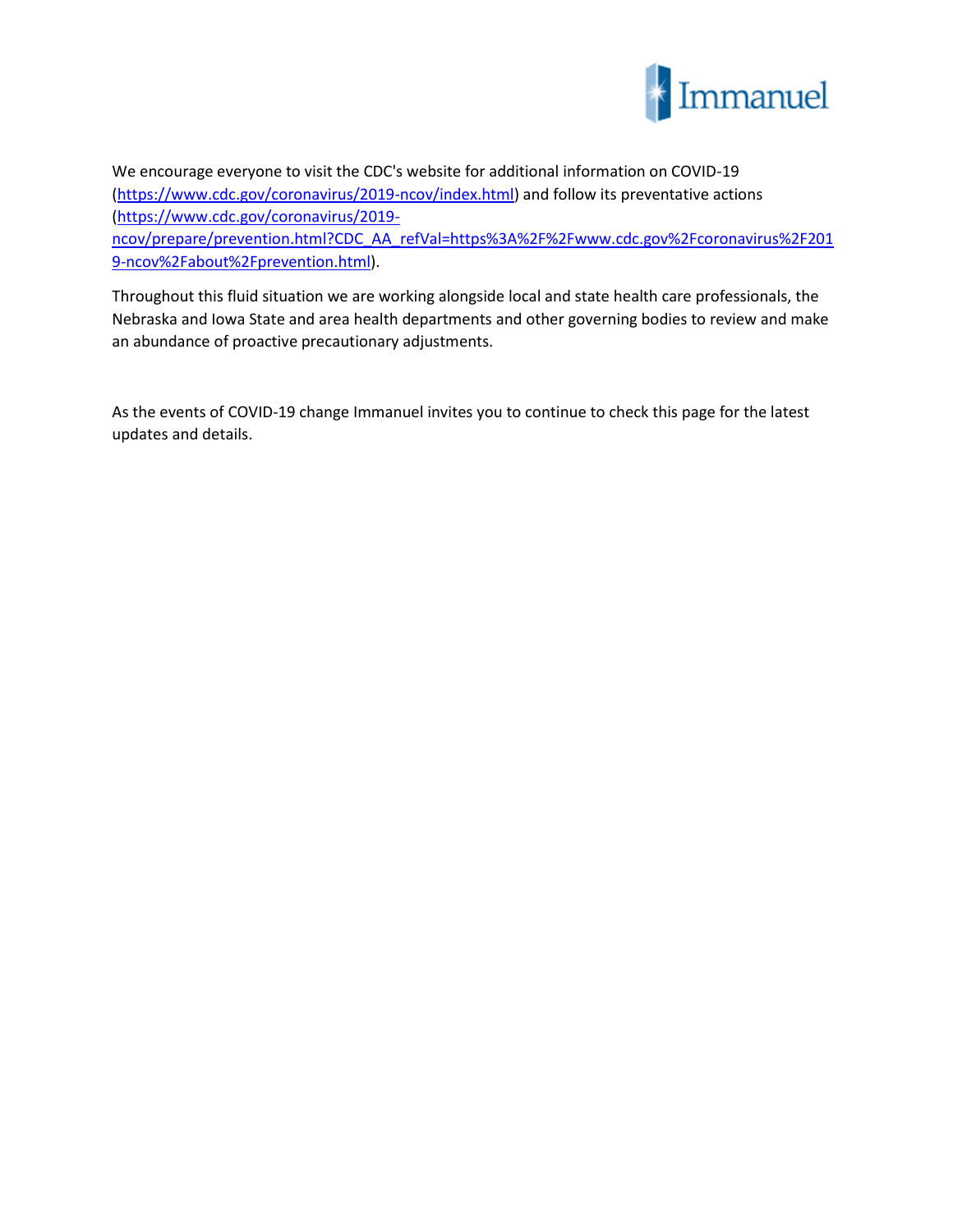We encourage everyone to visit the CDC's website for additional information on COVID-19 (https://www.cdc.gov/coronavirus/2019-ncov/index.html) and follow its preventative actions (https://www.cdc.gov/coronavirus/2019-ncov/prepare/prevention.html?CDC_AA_refVal=https%3A%2F%2Fwww.cdc.gov%2Fcoronavirus%2F2019-ncov%2Fabout%2Fprevention.html).

Throughout this fluid situation we are working alongside local and state health care professionals, the Nebraska and Iowa State and area health departments and other governing bodies to review and make an abundance of proactive precautionary adjustments.

As the events of COVID-19 change Immanuel invites you to continue to check this page for the latest updates and details.